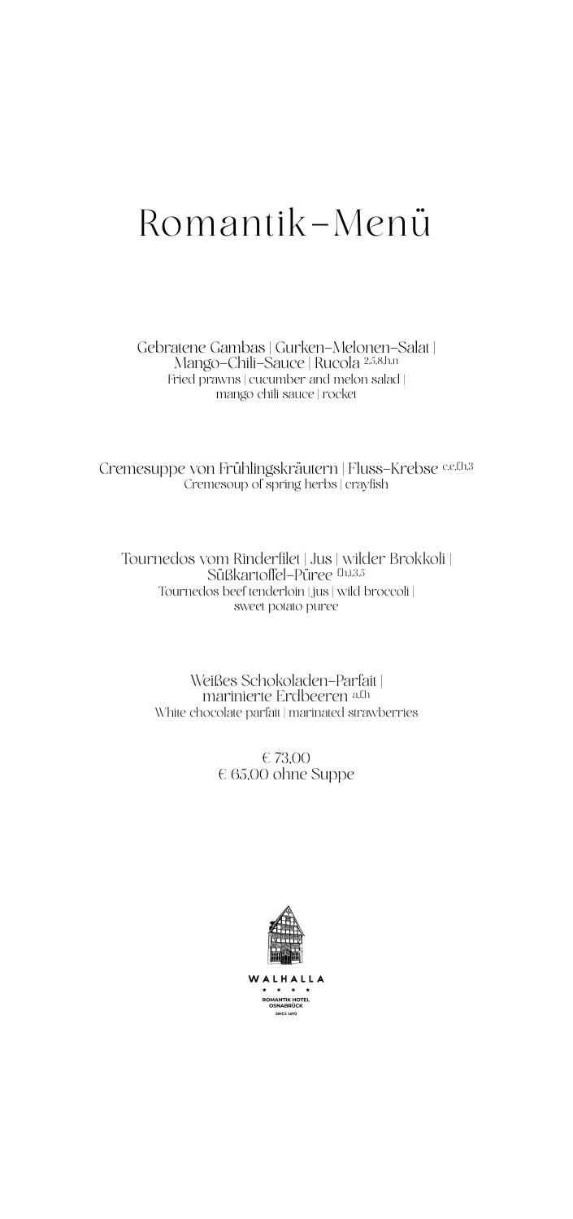# Romantik-Menü

Gebratene Gambas | Gurken-Melonen-Salat | Mango-Chili-Sauce | Rucola [2,5,8,h,n]
Fried prawns | cucumber and melon salad | mango chili sauce | rocket

Cremesuppe von Frühlingskräutern | Fluss-Krebse [c,e,f,h,3]
Cremesoup of spring herbs | crayfish

Tournedos vom Rinderfilet | Jus | wilder Brokkoli | Süßkartoffel-Püree [f,h,i,3,5]
Tournedos beef tenderloin | jus | wild broccoli | sweet potato puree

Weißes Schokoladen-Parfait | marinierte Erdbeeren [a,f,h]
White chocolate parfait | marinated strawberries

€ 73,00
€ 65,00 ohne Suppe

WALHALLA
ROMANTIK HOTEL
OSNABRÜCK
SINCE 1690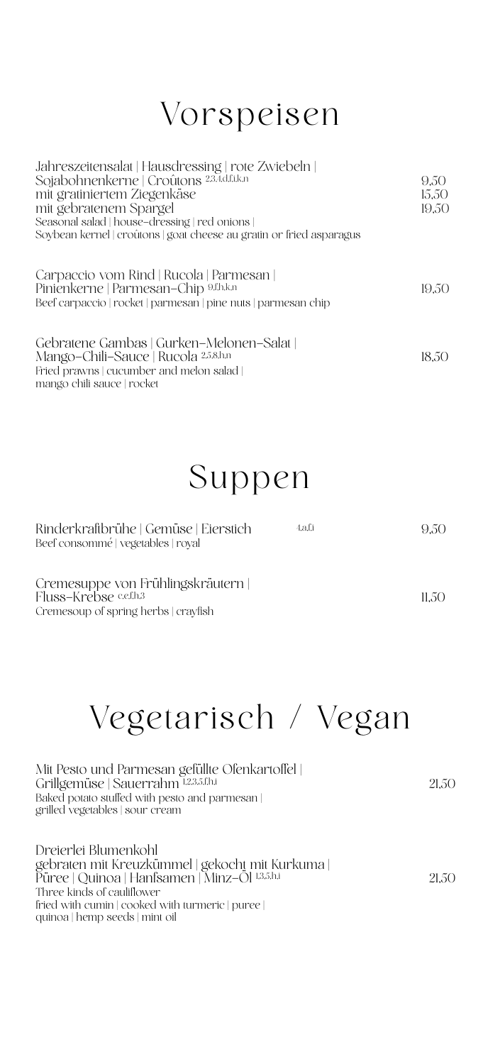# Vorspeisen

Jahreszeitensalat | Hausdressing | rote Zwiebeln | Sojabohnenkerne | Croûtons [2,3,4,d,f,i,k,n] — 9,50
mit gratiniertem Ziegenkäse — 15,50
mit gebratenem Spargel — 19,50
Seasonal salad | house-dressing | red onions | Soybean kernel | croûtons | goat cheese au gratin or fried asparagus

Carpaccio vom Rind | Rucola | Parmesan | Pinienkerne | Parmesan-Chip [9,f,h,k,n] — 19,50
Beef carpaccio | rocket | parmesan | pine nuts | parmesan chip

Gebratene Gambas | Gurken-Melonen-Salat | Mango-Chili-Sauce | Rucola [2,5,8,h,n] — 18,50
Fried prawns | cucumber and melon salad | mango chili sauce | rocket

# Suppen

Rinderkraftbrühe | Gemüse | Eierstich [4,a,f,i] — 9,50
Beef consommé | vegetables | royal

Cremesuppe von Frühlingskräutern | Fluss-Krebse [c,e,f,h,3] — 11,50
Cremesoup of spring herbs | crayfish

# Vegetarisch / Vegan

Mit Pesto und Parmesan gefüllte Ofenkartoffel | Grillgemüse | Sauerrahm [1,2,3,5,f,h,i] — 21,50
Baked potato stuffed with pesto and parmesan | grilled vegetables | sour cream

Dreierlei Blumenkohl
gebraten mit Kreuzkümmel | gekocht mit Kurkuma | Püree | Quinoa | Hanfsamen | Minz-Öl [1,3,5,h,i] — 21,50
Three kinds of cauliflower
fried with cumin | cooked with turmeric | puree | quinoa | hemp seeds | mint oil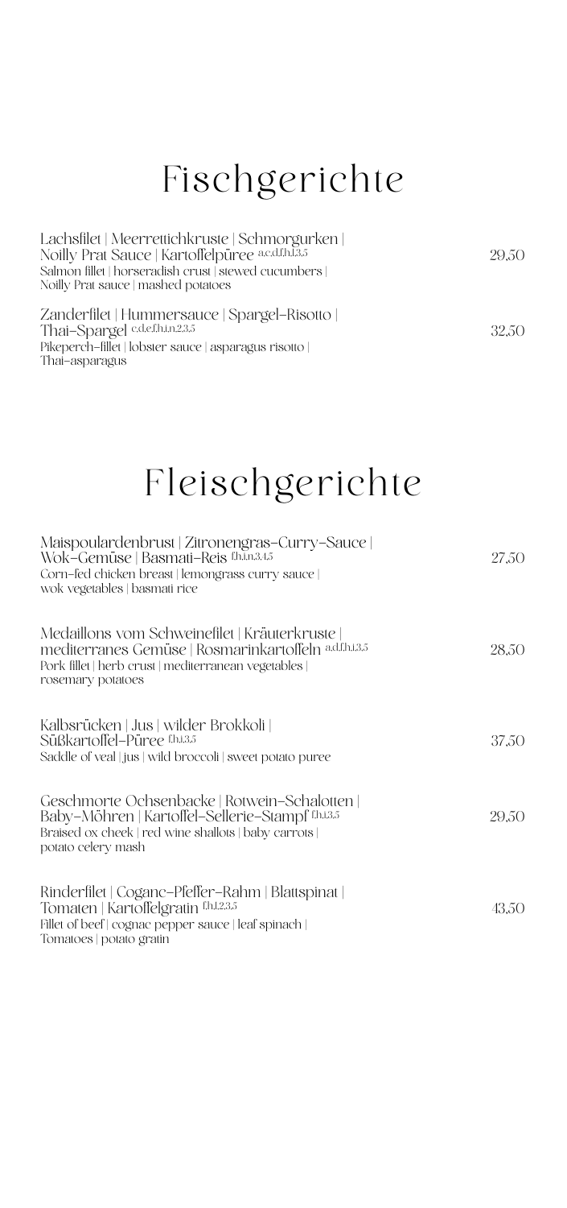# Fischgerichte

Lachsfilet | Meerrettichkruste | Schmorgurken | Noilly Prat Sauce | Kartoffelpüree a,c,d,f,h,i,3,5 — 29,50
Salmon fillet | horseradish crust | stewed cucumbers | Noilly Prat sauce | mashed potatoes

Zanderfilet | Hummersauce | Spargel-Risotto | Thai-Spargel c,d,e,f,h,i,n,2,3,5 — 32,50
Pikeperch-fillet | lobster sauce | asparagus risotto | Thai-asparagus

# Fleischgerichte

Maispoulardenbrust | Zitronengras-Curry-Sauce | Wok-Gemüse | Basmati-Reis f,h,i,n,3,4,5 — 27,50
Corn-fed chicken breast | lemongrass curry sauce | wok vegetables | basmati rice

Medaillons vom Schweinefilet | Kräuterkruste | mediterranes Gemüse | Rosmarinkartoffeln a,d,f,h,i,3,5 — 28,50
Pork fillet | herb crust | mediterranean vegetables | rosemary potatoes

Kalbsrücken | Jus | wilder Brokkoli | Süßkartoffel-Püree f,h,i,3,5 — 37,50
Saddle of veal | jus | wild broccoli | sweet potato puree

Geschmorte Ochsenbacke | Rotwein-Schalotten | Baby-Möhren | Kartoffel-Sellerie-Stampf f,h,i,3,5 — 29,50
Braised ox cheek | red wine shallots | baby carrots | potato celery mash

Rinderfilet | Coganc-Pfeffer-Rahm | Blattspinat | Tomaten | Kartoffelgratin f,h,i,2,3,5 — 43,50
Fillet of beef | cognac pepper sauce | leaf spinach | Tomatoes | potato gratin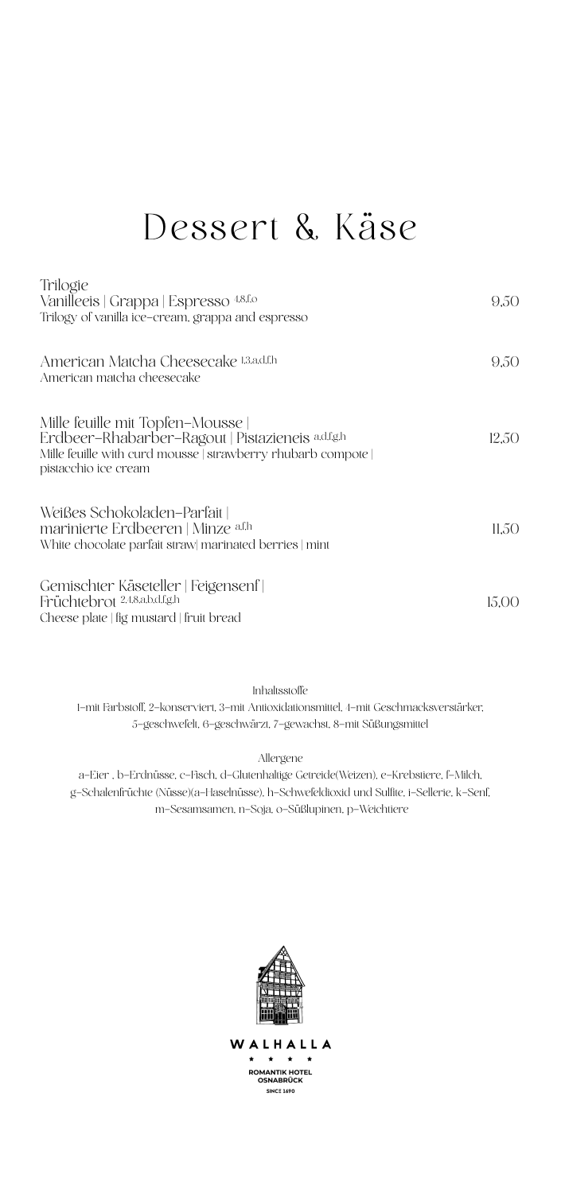# Dessert & Käse

Trilogie
Vanilleeis | Grappa | Espresso [4,8,f,o] — 9,50
Trilogy of vanilla ice-cream, grappa and espresso

American Matcha Cheesecake [1,3,a,d,f,h] — 9,50
American matcha cheesecake

Mille feuille mit Topfen-Mousse |
Erdbeer-Rhabarber-Ragout | Pistazieneis [a,d,f,g,h] — 12,50
Mille feuille with curd mousse | strawberry rhubarb compote | pistacchio ice cream

Weißes Schokoladen-Parfait |
marinierte Erdbeeren | Minze [a,f,h] — 11,50
White chocolate parfait straw| marinated berries | mint

Gemischter Käseteller | Feigensenf |
Früchtebrot [2,4,8,a,b,d,f,g,h] — 15,00
Cheese plate | fig mustard | fruit bread

Inhaltsstoffe
1-mit Farbstoff, 2-konserviert, 3-mit Antioxidationsmittel, 4-mit Geschmacksverstärker, 5-geschwefelt, 6-geschwärzt, 7-gewachst, 8-mit Süßungsmittel

Allergene
a-Eier , b-Erdnüsse, c-Fisch, d-Glutenhaltige Getreide(Weizen), e-Krebstiere, f-Milch, g-Schalenfrüchte (Nüsse)(a-Haselnüsse), h-Schwefeldioxid und Sulfite, i-Sellerie, k-Senf, m-Sesamsamen, n-Soja, o-Süßlupinen, p-Weichtiere

WALHALLA
★ ★ ★ ★
ROMANTIK HOTEL
OSNABRÜCK
SINCE 1690